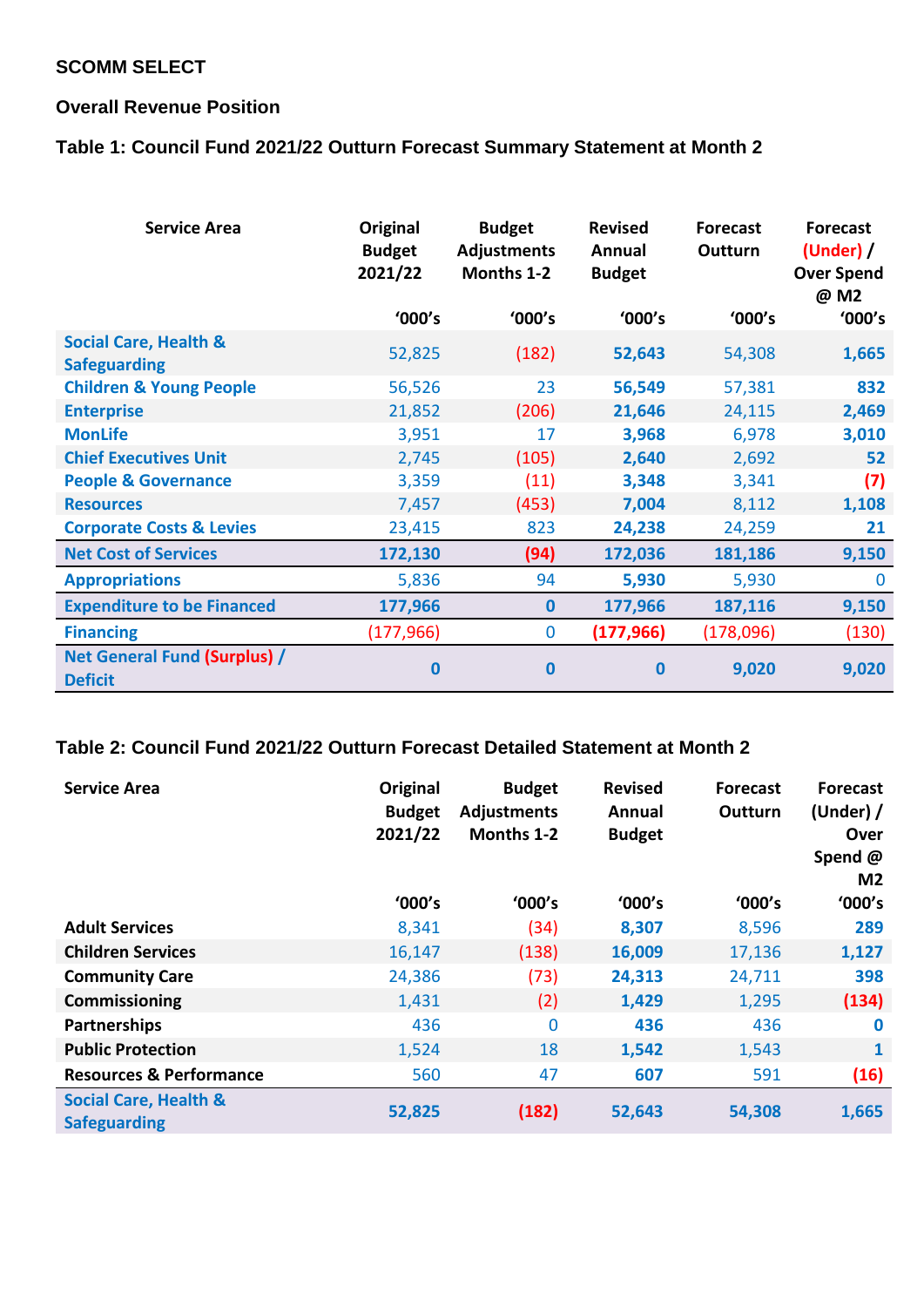**SCOMM SELECT**

**Overall Revenue Position**

**Table 1: Council Fund 2021/22 Outturn Forecast Summary Statement at Month 2**

| Service Area | Original Budget 2021/22 | Budget Adjustments Months 1-2 | Revised Annual Budget | Forecast Outturn | Forecast (Under) / Over Spend @ M2 |
|---|---|---|---|---|---|
| | '000's | '000's | '000's | '000's | '000's |
| Social Care, Health & Safeguarding | 52,825 | (182) | **52,643** | 54,308 | **1,665** |
| Children & Young People | 56,526 | 23 | **56,549** | 57,381 | **832** |
| Enterprise | 21,852 | (206) | **21,646** | 24,115 | **2,469** |
| MonLife | 3,951 | 17 | **3,968** | 6,978 | **3,010** |
| Chief Executives Unit | 2,745 | (105) | **2,640** | 2,692 | **52** |
| People & Governance | 3,359 | (11) | **3,348** | 3,341 | **(7)** |
| Resources | 7,457 | (453) | **7,004** | 8,112 | **1,108** |
| Corporate Costs & Levies | 23,415 | 823 | **24,238** | 24,259 | **21** |
| **Net Cost of Services** | **172,130** | **(94)** | **172,036** | **181,186** | **9,150** |
| Appropriations | 5,836 | 94 | **5,930** | 5,930 | 0 |
| **Expenditure to be Financed** | **177,966** | **0** | **177,966** | **187,116** | **9,150** |
| Financing | (177,966) | 0 | **(177,966)** | (178,096) | (130) |
| **Net General Fund (Surplus) / Deficit** | **0** | **0** | **0** | **9,020** | **9,020** |

**Table 2: Council Fund 2021/22 Outturn Forecast Detailed Statement at Month 2**

| Service Area | Original Budget 2021/22 | Budget Adjustments Months 1-2 | Revised Annual Budget | Forecast Outturn | Forecast (Under) / Over Spend @ M2 |
|---|---|---|---|---|---|
| | '000's | '000's | '000's | '000's | '000's |
| Adult Services | 8,341 | (34) | **8,307** | 8,596 | **289** |
| Children Services | 16,147 | (138) | **16,009** | 17,136 | **1,127** |
| Community Care | 24,386 | (73) | **24,313** | 24,711 | **398** |
| Commissioning | 1,431 | (2) | **1,429** | 1,295 | **(134)** |
| Partnerships | 436 | 0 | **436** | 436 | **0** |
| Public Protection | 1,524 | 18 | **1,542** | 1,543 | **1** |
| Resources & Performance | 560 | 47 | **607** | 591 | **(16)** |
| **Social Care, Health & Safeguarding** | **52,825** | **(182)** | **52,643** | **54,308** | **1,665** |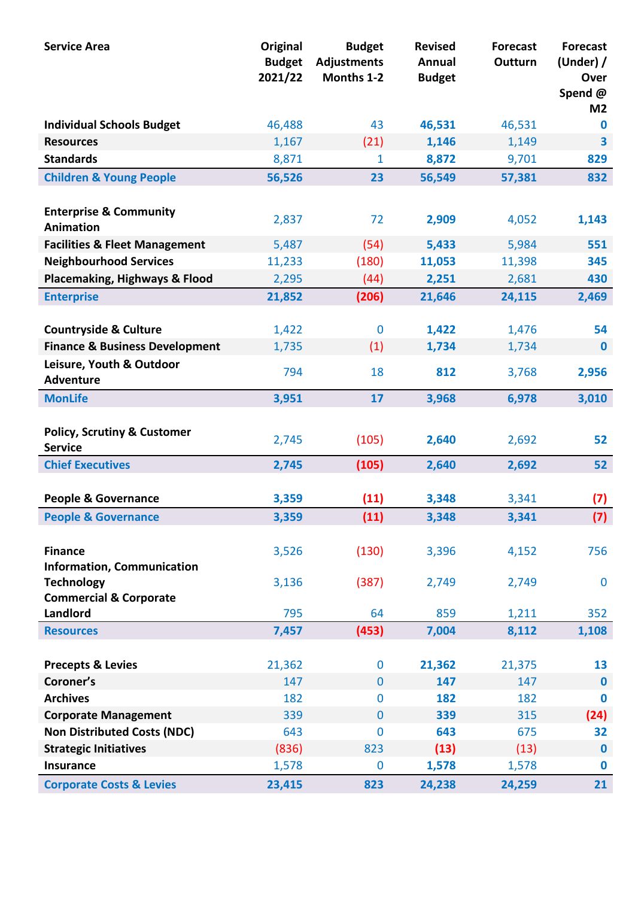| Service Area | Original Budget 2021/22 | Budget Adjustments Months 1-2 | Revised Annual Budget | Forecast Outturn | Forecast (Under) / Over Spend @ M2 |
|---|---|---|---|---|---|
| **Individual Schools Budget** | 46,488 | 43 | **46,531** | 46,531 | **0** |
| **Resources** | 1,167 | (21) | **1,146** | 1,149 | **3** |
| **Standards** | 8,871 | 1 | **8,872** | 9,701 | **829** |
| **Children & Young People** | **56,526** | **23** | **56,549** | **57,381** | **832** |
| | | | | | |
| **Enterprise & Community Animation** | 2,837 | 72 | **2,909** | 4,052 | **1,143** |
| **Facilities & Fleet Management** | 5,487 | (54) | **5,433** | 5,984 | **551** |
| **Neighbourhood Services** | 11,233 | (180) | **11,053** | 11,398 | **345** |
| **Placemaking, Highways & Flood** | 2,295 | (44) | **2,251** | 2,681 | **430** |
| **Enterprise** | **21,852** | **(206)** | **21,646** | **24,115** | **2,469** |
| | | | | | |
| **Countryside & Culture** | 1,422 | 0 | **1,422** | 1,476 | **54** |
| **Finance & Business Development** | 1,735 | (1) | **1,734** | 1,734 | **0** |
| **Leisure, Youth & Outdoor Adventure** | 794 | 18 | **812** | 3,768 | **2,956** |
| **MonLife** | **3,951** | **17** | **3,968** | **6,978** | **3,010** |
| | | | | | |
| **Policy, Scrutiny & Customer Service** | 2,745 | (105) | **2,640** | 2,692 | **52** |
| **Chief Executives** | **2,745** | **(105)** | **2,640** | **2,692** | **52** |
| | | | | | |
| **People & Governance** | **3,359** | **(11)** | **3,348** | 3,341 | **(7)** |
| **People & Governance** | **3,359** | **(11)** | **3,348** | **3,341** | **(7)** |
| | | | | | |
| **Finance** | 3,526 | (130) | 3,396 | 4,152 | 756 |
| **Information, Communication Technology** | 3,136 | (387) | 2,749 | 2,749 | 0 |
| **Commercial & Corporate Landlord** | 795 | 64 | 859 | 1,211 | 352 |
| **Resources** | **7,457** | **(453)** | **7,004** | **8,112** | **1,108** |
| | | | | | |
| **Precepts & Levies** | 21,362 | 0 | **21,362** | 21,375 | **13** |
| **Coroner's** | 147 | 0 | **147** | 147 | **0** |
| **Archives** | 182 | 0 | **182** | 182 | **0** |
| **Corporate Management** | 339 | 0 | **339** | 315 | **(24)** |
| **Non Distributed Costs (NDC)** | 643 | 0 | **643** | 675 | **32** |
| **Strategic Initiatives** | (836) | 823 | **(13)** | (13) | **0** |
| **Insurance** | 1,578 | 0 | **1,578** | 1,578 | **0** |
| **Corporate Costs & Levies** | **23,415** | **823** | **24,238** | **24,259** | **21** |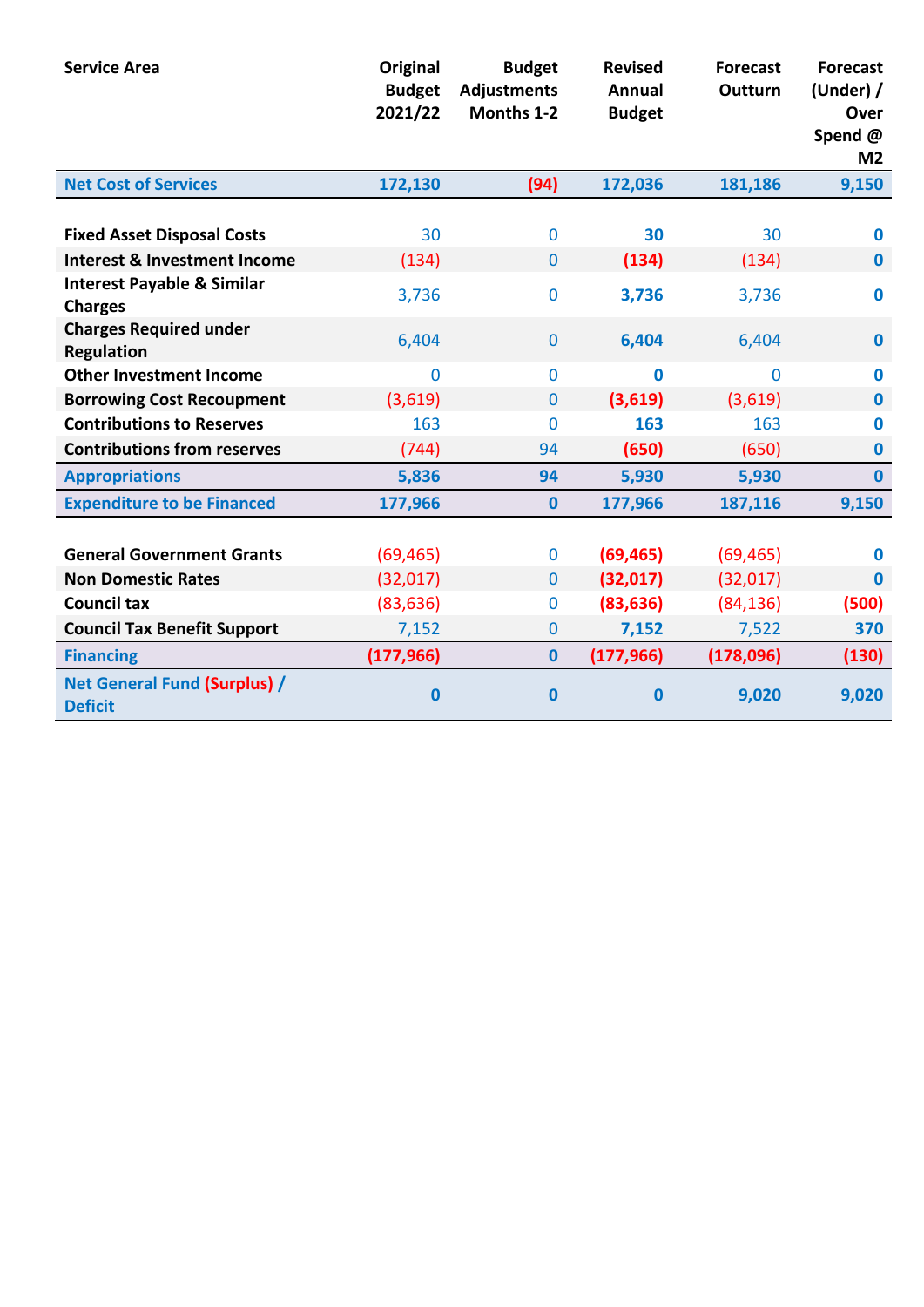| Service Area | Original Budget 2021/22 | Budget Adjustments Months 1-2 | Revised Annual Budget | Forecast Outturn | Forecast (Under) / Over Spend @ M2 |
|---|---|---|---|---|---|
| **Net Cost of Services** | **172,130** | **(94)** | **172,036** | **181,186** | **9,150** |
| | | | | | |
| **Fixed Asset Disposal Costs** | 30 | 0 | **30** | 30 | **0** |
| **Interest & Investment Income** | (134) | 0 | **(134)** | (134) | **0** |
| **Interest Payable & Similar Charges** | 3,736 | 0 | **3,736** | 3,736 | **0** |
| **Charges Required under Regulation** | 6,404 | 0 | **6,404** | 6,404 | **0** |
| **Other Investment Income** | 0 | 0 | **0** | 0 | **0** |
| **Borrowing Cost Recoupment** | (3,619) | 0 | **(3,619)** | (3,619) | **0** |
| **Contributions to Reserves** | 163 | 0 | **163** | 163 | **0** |
| **Contributions from reserves** | (744) | 94 | **(650)** | (650) | **0** |
| **Appropriations** | **5,836** | **94** | **5,930** | **5,930** | **0** |
| **Expenditure to be Financed** | **177,966** | **0** | **177,966** | **187,116** | **9,150** |
| | | | | | |
| **General Government Grants** | (69,465) | 0 | **(69,465)** | (69,465) | **0** |
| **Non Domestic Rates** | (32,017) | 0 | **(32,017)** | (32,017) | **0** |
| **Council tax** | (83,636) | 0 | **(83,636)** | (84,136) | **(500)** |
| **Council Tax Benefit Support** | 7,152 | 0 | **7,152** | 7,522 | **370** |
| **Financing** | **(177,966)** | **0** | **(177,966)** | **(178,096)** | **(130)** |
| **Net General Fund (Surplus) / Deficit** | **0** | **0** | **0** | **9,020** | **9,020** |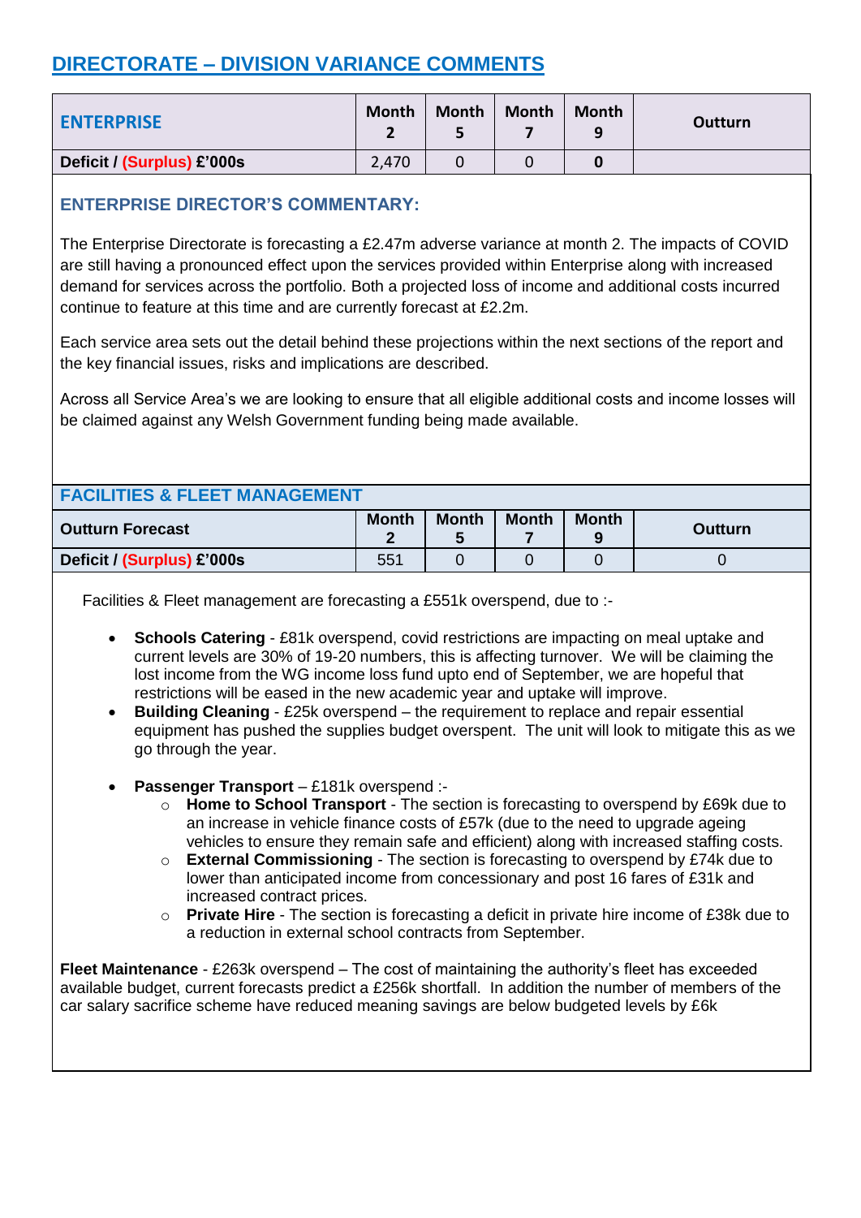## DIRECTORATE – DIVISION VARIANCE COMMENTS

| ENTERPRISE | Month 2 | Month 5 | Month 7 | Month 9 | Outturn |
|---|---|---|---|---|---|
| **Deficit / (Surplus) £'000s** | 2,470 | 0 | 0 | **0** | |

### ENTERPRISE DIRECTOR'S COMMENTARY:

The Enterprise Directorate is forecasting a £2.47m adverse variance at month 2. The impacts of COVID are still having a pronounced effect upon the services provided within Enterprise along with increased demand for services across the portfolio. Both a projected loss of income and additional costs incurred continue to feature at this time and are currently forecast at £2.2m.

Each service area sets out the detail behind these projections within the next sections of the report and the key financial issues, risks and implications are described.

Across all Service Area's we are looking to ensure that all eligible additional costs and income losses will be claimed against any Welsh Government funding being made available.

### FACILITIES & FLEET MANAGEMENT

| Outturn Forecast | Month 2 | Month 5 | Month 7 | Month 9 | Outturn |
|---|---|---|---|---|---|
| **Deficit / (Surplus) £'000s** | 551 | 0 | 0 | 0 | 0 |

Facilities & Fleet management are forecasting a £551k overspend, due to :-

- **Schools Catering** - £81k overspend, covid restrictions are impacting on meal uptake and current levels are 30% of 19-20 numbers, this is affecting turnover. We will be claiming the lost income from the WG income loss fund upto end of September, we are hopeful that restrictions will be eased in the new academic year and uptake will improve.
- **Building Cleaning** - £25k overspend – the requirement to replace and repair essential equipment has pushed the supplies budget overspent. The unit will look to mitigate this as we go through the year.
- **Passenger Transport** – £181k overspend :-
  - **Home to School Transport** - The section is forecasting to overspend by £69k due to an increase in vehicle finance costs of £57k (due to the need to upgrade ageing vehicles to ensure they remain safe and efficient) along with increased staffing costs.
  - **External Commissioning** - The section is forecasting to overspend by £74k due to lower than anticipated income from concessionary and post 16 fares of £31k and increased contract prices.
  - **Private Hire** - The section is forecasting a deficit in private hire income of £38k due to a reduction in external school contracts from September.

**Fleet Maintenance** - £263k overspend – The cost of maintaining the authority's fleet has exceeded available budget, current forecasts predict a £256k shortfall. In addition the number of members of the car salary sacrifice scheme have reduced meaning savings are below budgeted levels by £6k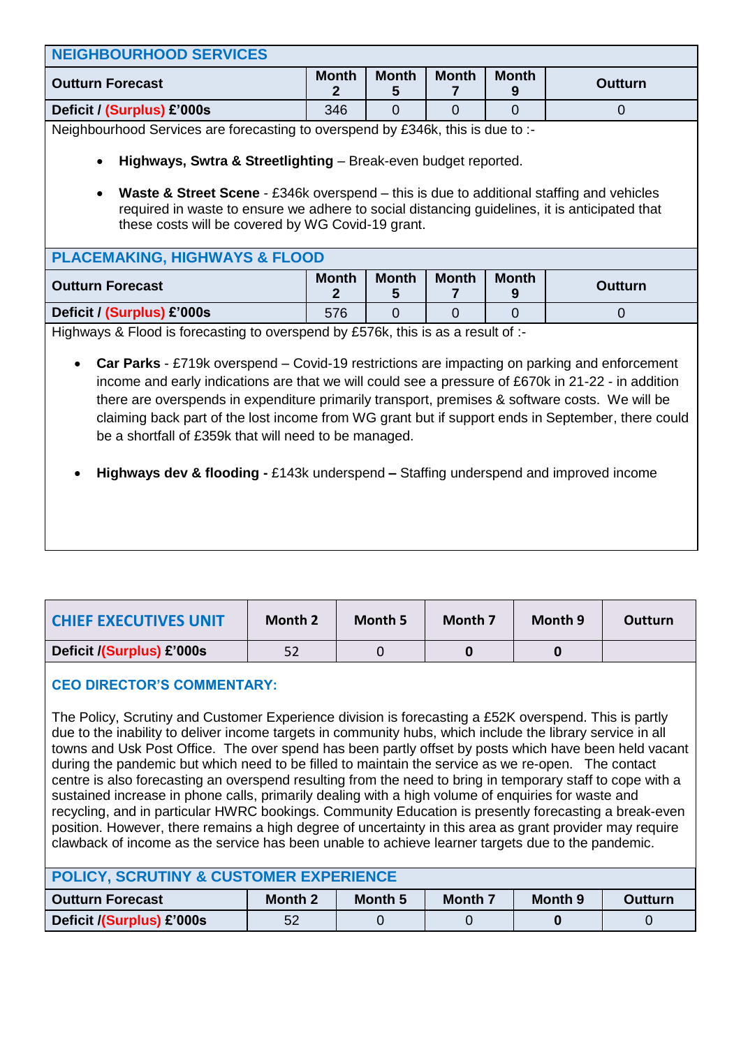## NEIGHBOURHOOD SERVICES

| Outturn Forecast | Month 2 | Month 5 | Month 7 | Month 9 | Outturn |
|---|---|---|---|---|---|
| **Deficit / (Surplus) £'000s** | 346 | 0 | 0 | 0 | 0 |

Neighbourhood Services are forecasting to overspend by £346k, this is due to :-

- **Highways, Swtra & Streetlighting** – Break-even budget reported.
- **Waste & Street Scene** - £346k overspend – this is due to additional staffing and vehicles required in waste to ensure we adhere to social distancing guidelines, it is anticipated that these costs will be covered by WG Covid-19 grant.

## PLACEMAKING, HIGHWAYS & FLOOD

| Outturn Forecast | Month 2 | Month 5 | Month 7 | Month 9 | Outturn |
|---|---|---|---|---|---|
| **Deficit / (Surplus) £'000s** | 576 | 0 | 0 | 0 | 0 |

Highways & Flood is forecasting to overspend by £576k, this is as a result of :-

- **Car Parks** - £719k overspend – Covid-19 restrictions are impacting on parking and enforcement income and early indications are that we will could see a pressure of £670k in 21-22 - in addition there are overspends in expenditure primarily transport, premises & software costs. We will be claiming back part of the lost income from WG grant but if support ends in September, there could be a shortfall of £359k that will need to be managed.
- **Highways dev & flooding -** £143k underspend **–** Staffing underspend and improved income

| CHIEF EXECUTIVES UNIT | Month 2 | Month 5 | Month 7 | Month 9 | Outturn |
|---|---|---|---|---|---|
| **Deficit /(Surplus) £'000s** | 52 | 0 | **0** | **0** | |

### CEO DIRECTOR'S COMMENTARY:

The Policy, Scrutiny and Customer Experience division is forecasting a £52K overspend. This is partly due to the inability to deliver income targets in community hubs, which include the library service in all towns and Usk Post Office. The over spend has been partly offset by posts which have been held vacant during the pandemic but which need to be filled to maintain the service as we re-open. The contact centre is also forecasting an overspend resulting from the need to bring in temporary staff to cope with a sustained increase in phone calls, primarily dealing with a high volume of enquiries for waste and recycling, and in particular HWRC bookings. Community Education is presently forecasting a break-even position. However, there remains a high degree of uncertainty in this area as grant provider may require clawback of income as the service has been unable to achieve learner targets due to the pandemic.

## POLICY, SCRUTINY & CUSTOMER EXPERIENCE

| Outturn Forecast | Month 2 | Month 5 | Month 7 | Month 9 | Outturn |
|---|---|---|---|---|---|
| **Deficit /(Surplus) £'000s** | 52 | 0 | 0 | **0** | 0 |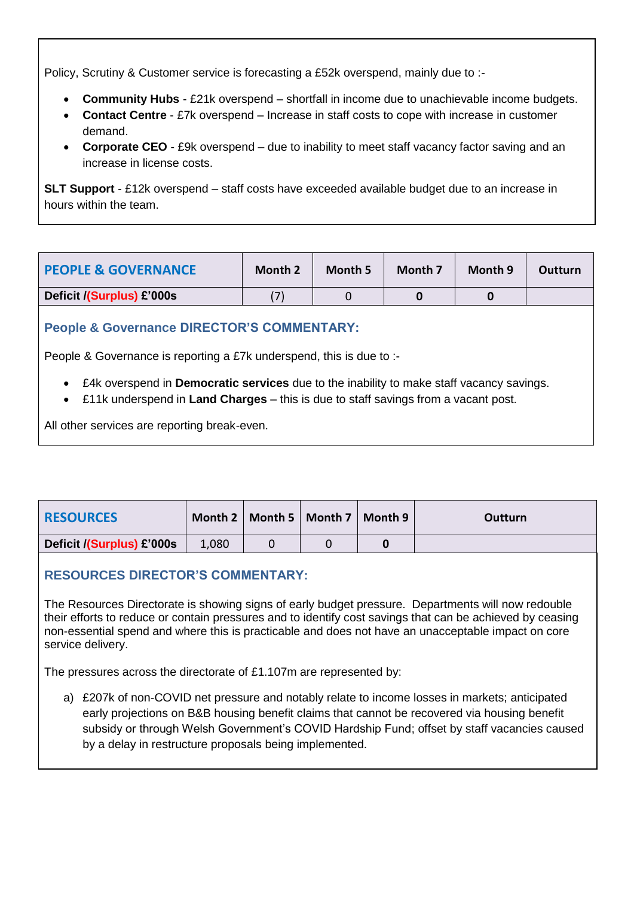Policy, Scrutiny & Customer service is forecasting a £52k overspend, mainly due to :-

- **Community Hubs** - £21k overspend – shortfall in income due to unachievable income budgets.
- **Contact Centre** - £7k overspend – Increase in staff costs to cope with increase in customer demand.
- **Corporate CEO** - £9k overspend – due to inability to meet staff vacancy factor saving and an increase in license costs.

**SLT Support** - £12k overspend – staff costs have exceeded available budget due to an increase in hours within the team.

| **PEOPLE & GOVERNANCE** | **Month 2** | **Month 5** | **Month 7** | **Month 9** | **Outturn** |
|---|---|---|---|---|---|
| **Deficit /(Surplus) £'000s** | (7) | 0 | **0** | **0** | |

### People & Governance DIRECTOR'S COMMENTARY:

People & Governance is reporting a £7k underspend, this is due to :-

- £4k overspend in **Democratic services** due to the inability to make staff vacancy savings.
- £11k underspend in **Land Charges** – this is due to staff savings from a vacant post.

All other services are reporting break-even.

| **RESOURCES** | **Month 2** | **Month 5** | **Month 7** | **Month 9** | **Outturn** |
|---|---|---|---|---|---|
| **Deficit /(Surplus) £'000s** | 1,080 | 0 | 0 | **0** | |

### RESOURCES DIRECTOR'S COMMENTARY:

The Resources Directorate is showing signs of early budget pressure. Departments will now redouble their efforts to reduce or contain pressures and to identify cost savings that can be achieved by ceasing non-essential spend and where this is practicable and does not have an unacceptable impact on core service delivery.

The pressures across the directorate of £1.107m are represented by:

a) £207k of non-COVID net pressure and notably relate to income losses in markets; anticipated early projections on B&B housing benefit claims that cannot be recovered via housing benefit subsidy or through Welsh Government's COVID Hardship Fund; offset by staff vacancies caused by a delay in restructure proposals being implemented.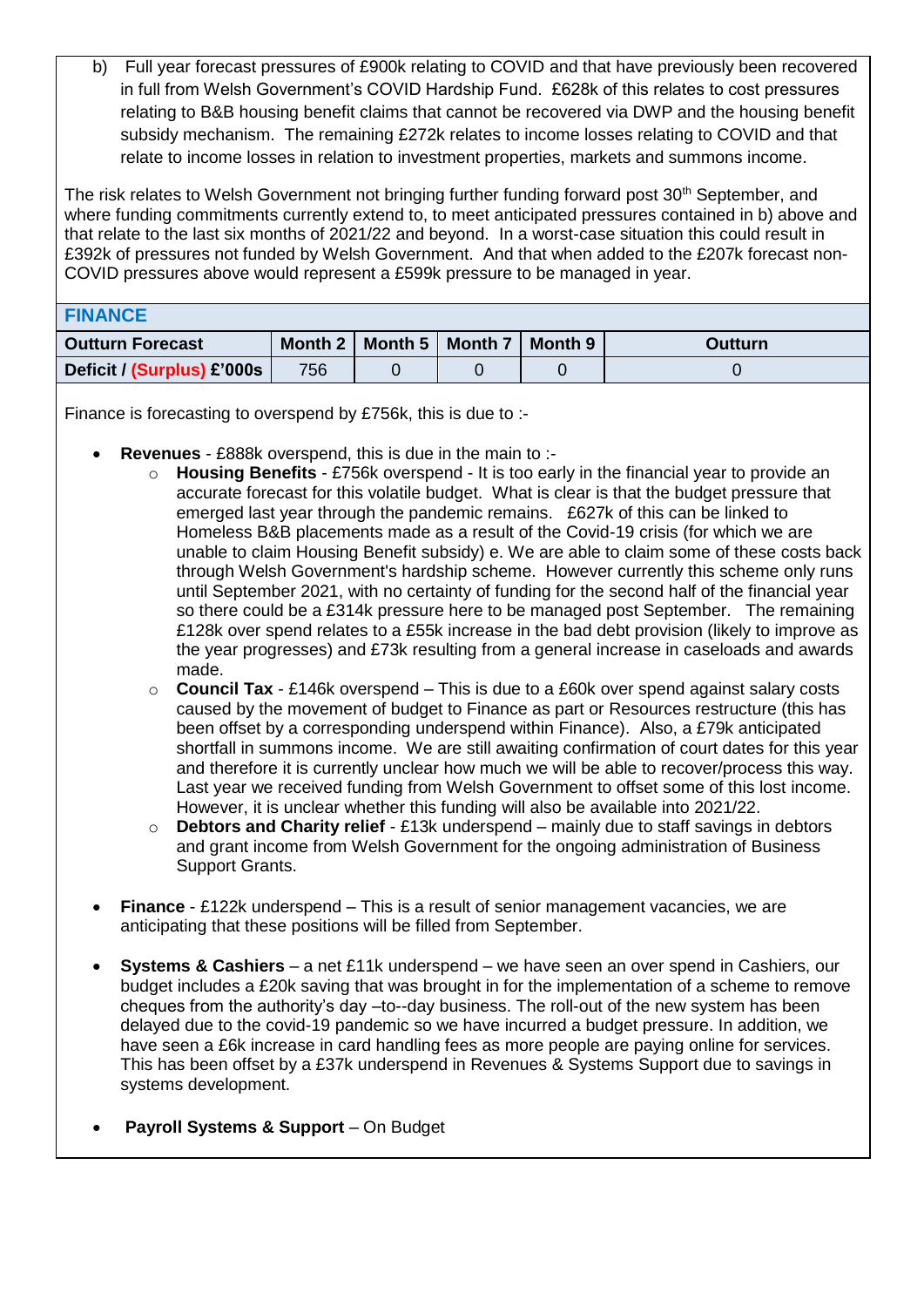b) Full year forecast pressures of £900k relating to COVID and that have previously been recovered in full from Welsh Government's COVID Hardship Fund. £628k of this relates to cost pressures relating to B&B housing benefit claims that cannot be recovered via DWP and the housing benefit subsidy mechanism. The remaining £272k relates to income losses relating to COVID and that relate to income losses in relation to investment properties, markets and summons income.

The risk relates to Welsh Government not bringing further funding forward post 30th September, and where funding commitments currently extend to, to meet anticipated pressures contained in b) above and that relate to the last six months of 2021/22 and beyond. In a worst-case situation this could result in £392k of pressures not funded by Welsh Government. And that when added to the £207k forecast non-COVID pressures above would represent a £599k pressure to be managed in year.

## FINANCE

| Outturn Forecast | Month 2 | Month 5 | Month 7 | Month 9 | Outturn |
|---|---|---|---|---|---|
| **Deficit / (Surplus) £'000s** | 756 | 0 | 0 | 0 | 0 |

Finance is forecasting to overspend by £756k, this is due to :-

- **Revenues** - £888k overspend, this is due in the main to :-
  - **Housing Benefits** - £756k overspend - It is too early in the financial year to provide an accurate forecast for this volatile budget. What is clear is that the budget pressure that emerged last year through the pandemic remains. £627k of this can be linked to Homeless B&B placements made as a result of the Covid-19 crisis (for which we are unable to claim Housing Benefit subsidy) e. We are able to claim some of these costs back through Welsh Government's hardship scheme. However currently this scheme only runs until September 2021, with no certainty of funding for the second half of the financial year so there could be a £314k pressure here to be managed post September. The remaining £128k over spend relates to a £55k increase in the bad debt provision (likely to improve as the year progresses) and £73k resulting from a general increase in caseloads and awards made.
  - **Council Tax** - £146k overspend – This is due to a £60k over spend against salary costs caused by the movement of budget to Finance as part or Resources restructure (this has been offset by a corresponding underspend within Finance). Also, a £79k anticipated shortfall in summons income. We are still awaiting confirmation of court dates for this year and therefore it is currently unclear how much we will be able to recover/process this way. Last year we received funding from Welsh Government to offset some of this lost income. However, it is unclear whether this funding will also be available into 2021/22.
  - **Debtors and Charity relief** - £13k underspend – mainly due to staff savings in debtors and grant income from Welsh Government for the ongoing administration of Business Support Grants.

- **Finance** - £122k underspend – This is a result of senior management vacancies, we are anticipating that these positions will be filled from September.

- **Systems & Cashiers** – a net £11k underspend – we have seen an over spend in Cashiers, our budget includes a £20k saving that was brought in for the implementation of a scheme to remove cheques from the authority's day –to--day business. The roll-out of the new system has been delayed due to the covid-19 pandemic so we have incurred a budget pressure. In addition, we have seen a £6k increase in card handling fees as more people are paying online for services. This has been offset by a £37k underspend in Revenues & Systems Support due to savings in systems development.

- **Payroll Systems & Support** – On Budget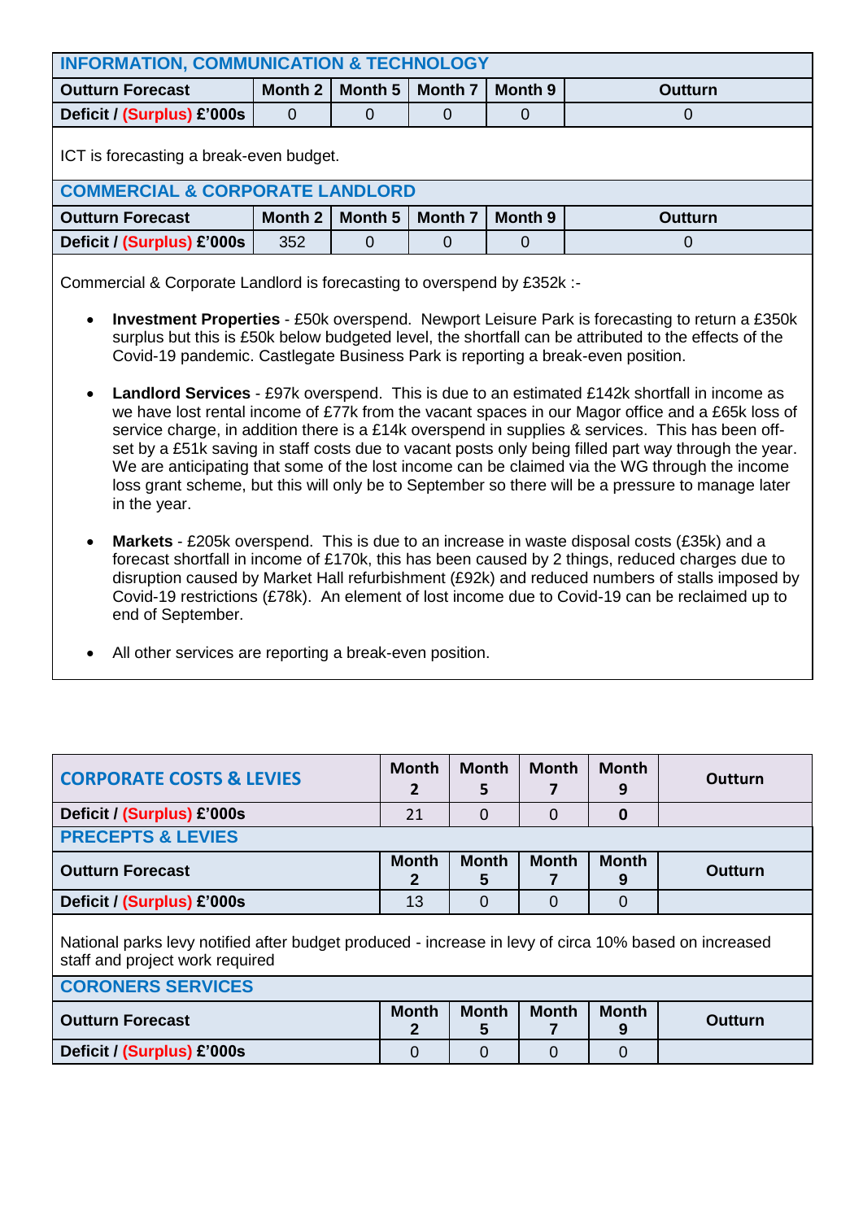## INFORMATION, COMMUNICATION & TECHNOLOGY

| Outturn Forecast | Month 2 | Month 5 | Month 7 | Month 9 | Outturn |
|---|---|---|---|---|---|
| Deficit / (Surplus) £'000s | 0 | 0 | 0 | 0 | 0 |

ICT is forecasting a break-even budget.

## COMMERCIAL & CORPORATE LANDLORD

| Outturn Forecast | Month 2 | Month 5 | Month 7 | Month 9 | Outturn |
|---|---|---|---|---|---|
| Deficit / (Surplus) £'000s | 352 | 0 | 0 | 0 | 0 |

Commercial & Corporate Landlord is forecasting to overspend by £352k :-

- **Investment Properties** - £50k overspend. Newport Leisure Park is forecasting to return a £350k surplus but this is £50k below budgeted level, the shortfall can be attributed to the effects of the Covid-19 pandemic. Castlegate Business Park is reporting a break-even position.

- **Landlord Services** - £97k overspend. This is due to an estimated £142k shortfall in income as we have lost rental income of £77k from the vacant spaces in our Magor office and a £65k loss of service charge, in addition there is a £14k overspend in supplies & services. This has been off-set by a £51k saving in staff costs due to vacant posts only being filled part way through the year. We are anticipating that some of the lost income can be claimed via the WG through the income loss grant scheme, but this will only be to September so there will be a pressure to manage later in the year.

- **Markets** - £205k overspend. This is due to an increase in waste disposal costs (£35k) and a forecast shortfall in income of £170k, this has been caused by 2 things, reduced charges due to disruption caused by Market Hall refurbishment (£92k) and reduced numbers of stalls imposed by Covid-19 restrictions (£78k). An element of lost income due to Covid-19 can be reclaimed up to end of September.

- All other services are reporting a break-even position.

## CORPORATE COSTS & LEVIES

| CORPORATE COSTS & LEVIES | Month 2 | Month 5 | Month 7 | Month 9 | Outturn |
|---|---|---|---|---|---|
| Deficit / (Surplus) £'000s | 21 | 0 | 0 | **0** | |

## PRECEPTS & LEVIES

| Outturn Forecast | Month 2 | Month 5 | Month 7 | Month 9 | Outturn |
|---|---|---|---|---|---|
| Deficit / (Surplus) £'000s | 13 | 0 | 0 | 0 | |

National parks levy notified after budget produced - increase in levy of circa 10% based on increased staff and project work required

## CORONERS SERVICES

| Outturn Forecast | Month 2 | Month 5 | Month 7 | Month 9 | Outturn |
|---|---|---|---|---|---|
| Deficit / (Surplus) £'000s | 0 | 0 | 0 | 0 | |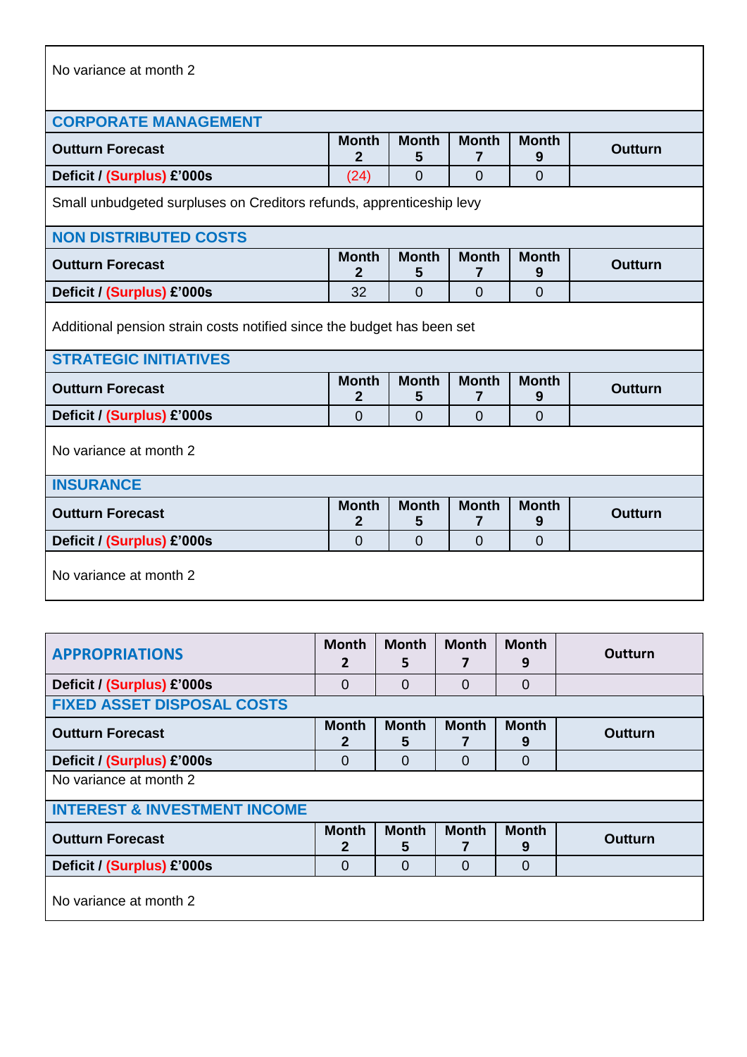No variance at month 2

## CORPORATE MANAGEMENT

| Outturn Forecast | Month 2 | Month 5 | Month 7 | Month 9 | Outturn |
|---|---|---|---|---|---|
| Deficit / (Surplus) £'000s | (24) | 0 | 0 | 0 | |

Small unbudgeted surpluses on Creditors refunds, apprenticeship levy

## NON DISTRIBUTED COSTS

| Outturn Forecast | Month 2 | Month 5 | Month 7 | Month 9 | Outturn |
|---|---|---|---|---|---|
| Deficit / (Surplus) £'000s | 32 | 0 | 0 | 0 | |

Additional pension strain costs notified since the budget has been set

## STRATEGIC INITIATIVES

| Outturn Forecast | Month 2 | Month 5 | Month 7 | Month 9 | Outturn |
|---|---|---|---|---|---|
| Deficit / (Surplus) £'000s | 0 | 0 | 0 | 0 | |

No variance at month 2

## INSURANCE

| Outturn Forecast | Month 2 | Month 5 | Month 7 | Month 9 | Outturn |
|---|---|---|---|---|---|
| Deficit / (Surplus) £'000s | 0 | 0 | 0 | 0 | |

No variance at month 2

## APPROPRIATIONS

| APPROPRIATIONS | Month 2 | Month 5 | Month 7 | Month 9 | Outturn |
|---|---|---|---|---|---|
| Deficit / (Surplus) £'000s | 0 | 0 | 0 | 0 | |

## FIXED ASSET DISPOSAL COSTS

| Outturn Forecast | Month 2 | Month 5 | Month 7 | Month 9 | Outturn |
|---|---|---|---|---|---|
| Deficit / (Surplus) £'000s | 0 | 0 | 0 | 0 | |

No variance at month 2

## INTEREST & INVESTMENT INCOME

| Outturn Forecast | Month 2 | Month 5 | Month 7 | Month 9 | Outturn |
|---|---|---|---|---|---|
| Deficit / (Surplus) £'000s | 0 | 0 | 0 | 0 | |

No variance at month 2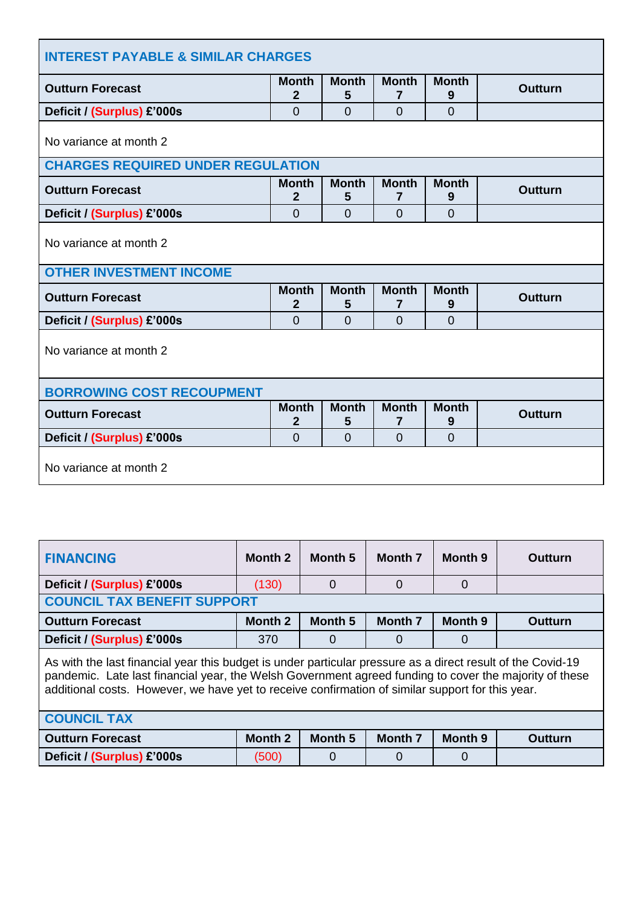## INTEREST PAYABLE & SIMILAR CHARGES

| Outturn Forecast | Month 2 | Month 5 | Month 7 | Month 9 | Outturn |
|---|---|---|---|---|---|
| Deficit / (Surplus) £'000s | 0 | 0 | 0 | 0 | |

No variance at month 2

## CHARGES REQUIRED UNDER REGULATION

| Outturn Forecast | Month 2 | Month 5 | Month 7 | Month 9 | Outturn |
|---|---|---|---|---|---|
| Deficit / (Surplus) £'000s | 0 | 0 | 0 | 0 | |

No variance at month 2

## OTHER INVESTMENT INCOME

| Outturn Forecast | Month 2 | Month 5 | Month 7 | Month 9 | Outturn |
|---|---|---|---|---|---|
| Deficit / (Surplus) £'000s | 0 | 0 | 0 | 0 | |

No variance at month 2

## BORROWING COST RECOUPMENT

| Outturn Forecast | Month 2 | Month 5 | Month 7 | Month 9 | Outturn |
|---|---|---|---|---|---|
| Deficit / (Surplus) £'000s | 0 | 0 | 0 | 0 | |

No variance at month 2

## FINANCING

| FINANCING | Month 2 | Month 5 | Month 7 | Month 9 | Outturn |
|---|---|---|---|---|---|
| Deficit / (Surplus) £'000s | (130) | 0 | 0 | 0 | |

## COUNCIL TAX BENEFIT SUPPORT

| Outturn Forecast | Month 2 | Month 5 | Month 7 | Month 9 | Outturn |
|---|---|---|---|---|---|
| Deficit / (Surplus) £'000s | 370 | 0 | 0 | 0 | |

As with the last financial year this budget is under particular pressure as a direct result of the Covid-19 pandemic. Late last financial year, the Welsh Government agreed funding to cover the majority of these additional costs. However, we have yet to receive confirmation of similar support for this year.

## COUNCIL TAX

| Outturn Forecast | Month 2 | Month 5 | Month 7 | Month 9 | Outturn |
|---|---|---|---|---|---|
| Deficit / (Surplus) £'000s | (500) | 0 | 0 | 0 | |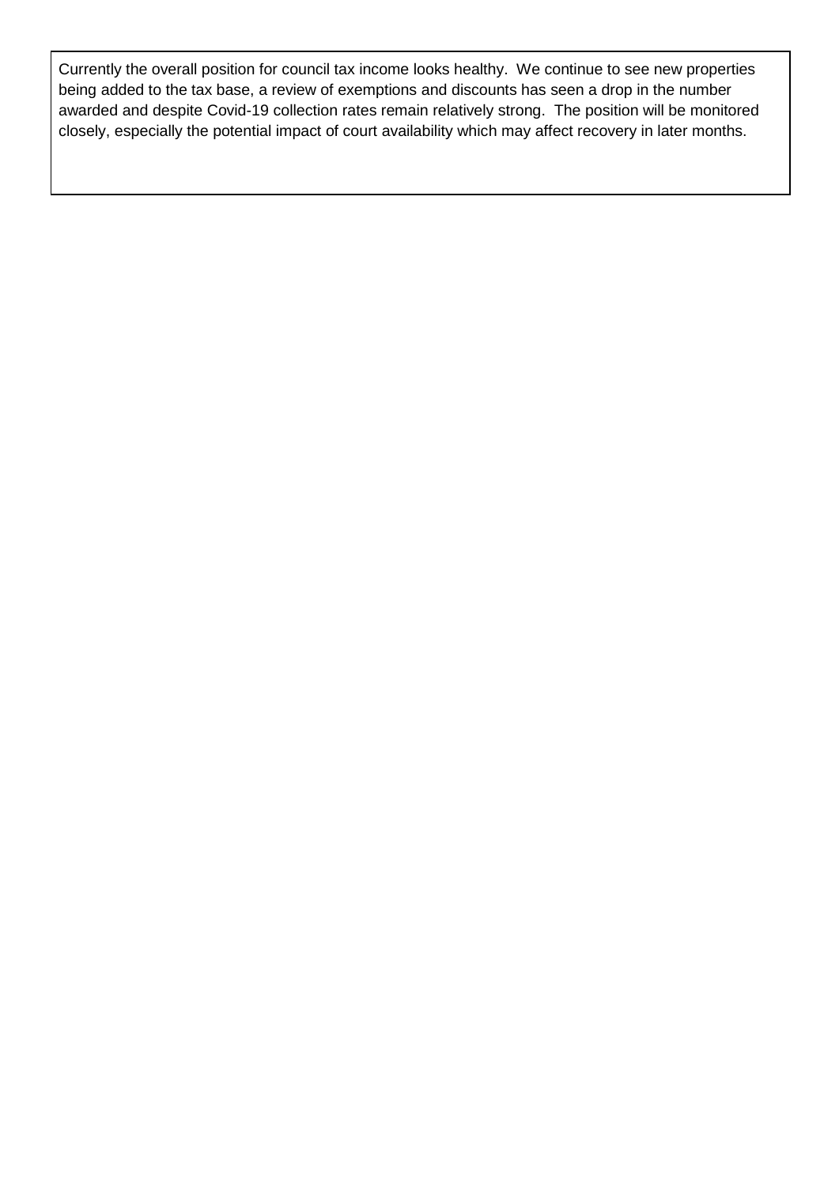Currently the overall position for council tax income looks healthy. We continue to see new properties being added to the tax base, a review of exemptions and discounts has seen a drop in the number awarded and despite Covid-19 collection rates remain relatively strong. The position will be monitored closely, especially the potential impact of court availability which may affect recovery in later months.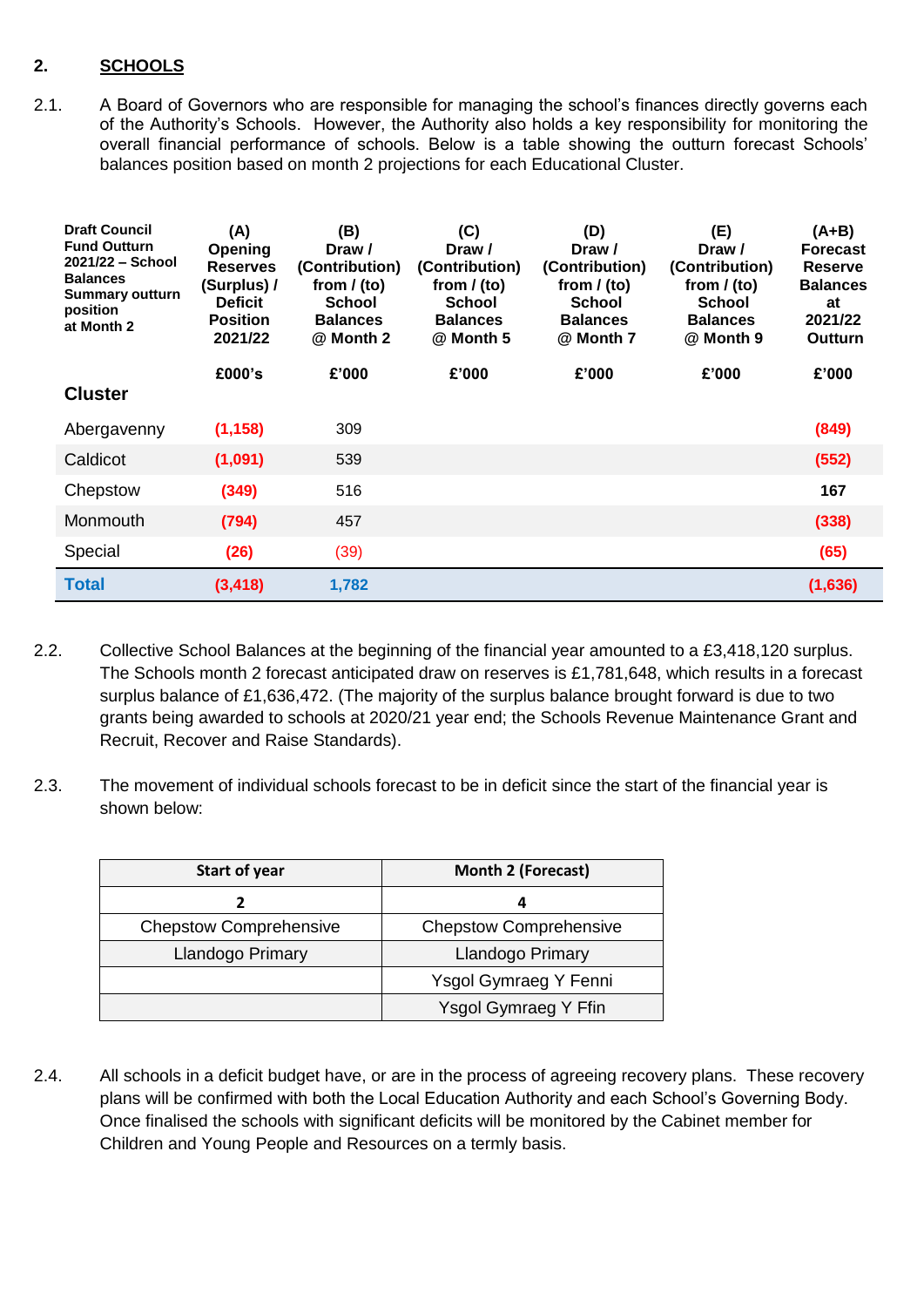## 2. SCHOOLS

2.1. A Board of Governors who are responsible for managing the school's finances directly governs each of the Authority's Schools. However, the Authority also holds a key responsibility for monitoring the overall financial performance of schools. Below is a table showing the outturn forecast Schools' balances position based on month 2 projections for each Educational Cluster.

| Draft Council Fund Outturn 2021/22 – School Balances Summary outturn position at Month 2 | (A) Opening Reserves (Surplus) / Deficit Position 2021/22 | (B) Draw / (Contribution) from / (to) School Balances @ Month 2 | (C) Draw / (Contribution) from / (to) School Balances @ Month 5 | (D) Draw / (Contribution) from / (to) School Balances @ Month 7 | (E) Draw / (Contribution) from / (to) School Balances @ Month 9 | (A+B) Forecast Reserve Balances at 2021/22 Outturn |
|---|---|---|---|---|---|---|
| **Cluster** | £000's | £'000 | £'000 | £'000 | £'000 | £'000 |
| Abergavenny | (1,158) | 309 | | | | (849) |
| Caldicot | (1,091) | 539 | | | | (552) |
| Chepstow | (349) | 516 | | | | 167 |
| Monmouth | (794) | 457 | | | | (338) |
| Special | (26) | (39) | | | | (65) |
| **Total** | **(3,418)** | **1,782** | | | | **(1,636)** |

2.2. Collective School Balances at the beginning of the financial year amounted to a £3,418,120 surplus. The Schools month 2 forecast anticipated draw on reserves is £1,781,648, which results in a forecast surplus balance of £1,636,472. (The majority of the surplus balance brought forward is due to two grants being awarded to schools at 2020/21 year end; the Schools Revenue Maintenance Grant and Recruit, Recover and Raise Standards).

2.3. The movement of individual schools forecast to be in deficit since the start of the financial year is shown below:

| Start of year | Month 2 (Forecast) |
|---|---|
| **2** | **4** |
| Chepstow Comprehensive | Chepstow Comprehensive |
| Llandogo Primary | Llandogo Primary |
| | Ysgol Gymraeg Y Fenni |
| | Ysgol Gymraeg Y Ffin |

2.4. All schools in a deficit budget have, or are in the process of agreeing recovery plans. These recovery plans will be confirmed with both the Local Education Authority and each School's Governing Body. Once finalised the schools with significant deficits will be monitored by the Cabinet member for Children and Young People and Resources on a termly basis.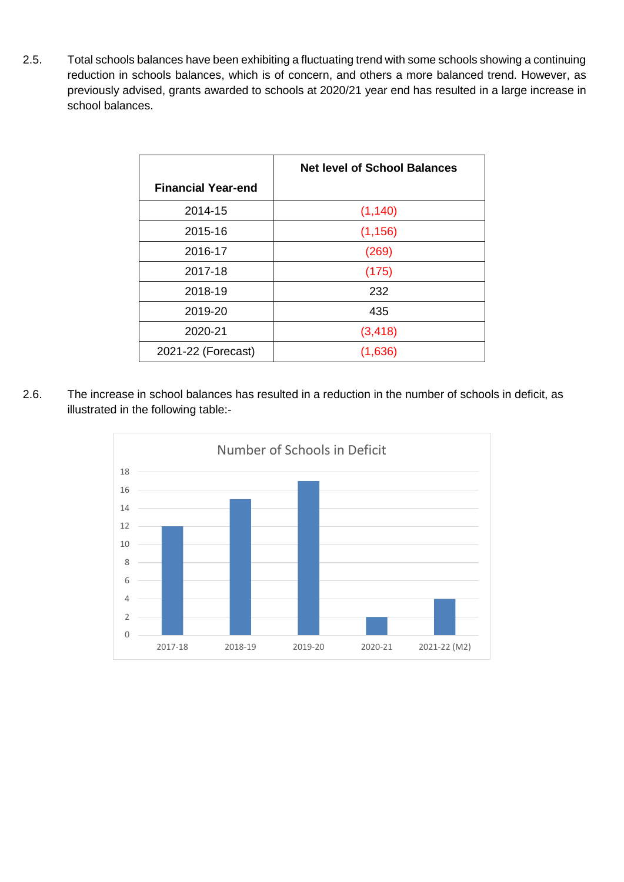2.5. Total schools balances have been exhibiting a fluctuating trend with some schools showing a continuing reduction in schools balances, which is of concern, and others a more balanced trend. However, as previously advised, grants awarded to schools at 2020/21 year end has resulted in a large increase in school balances.

| Financial Year-end | Net level of School Balances |
|---|---|
| 2014-15 | (1,140) |
| 2015-16 | (1,156) |
| 2016-17 | (269) |
| 2017-18 | (175) |
| 2018-19 | 232 |
| 2019-20 | 435 |
| 2020-21 | (3,418) |
| 2021-22 (Forecast) | (1,636) |

2.6. The increase in school balances has resulted in a reduction in the number of schools in deficit, as illustrated in the following table:-

**Number of Schools in Deficit**

| Year | Number of Schools in Deficit |
|---|---|
| 2017-18 | 12 |
| 2018-19 | 15 |
| 2019-20 | 17 |
| 2020-21 | 2 |
| 2021-22 (M2) | 4 |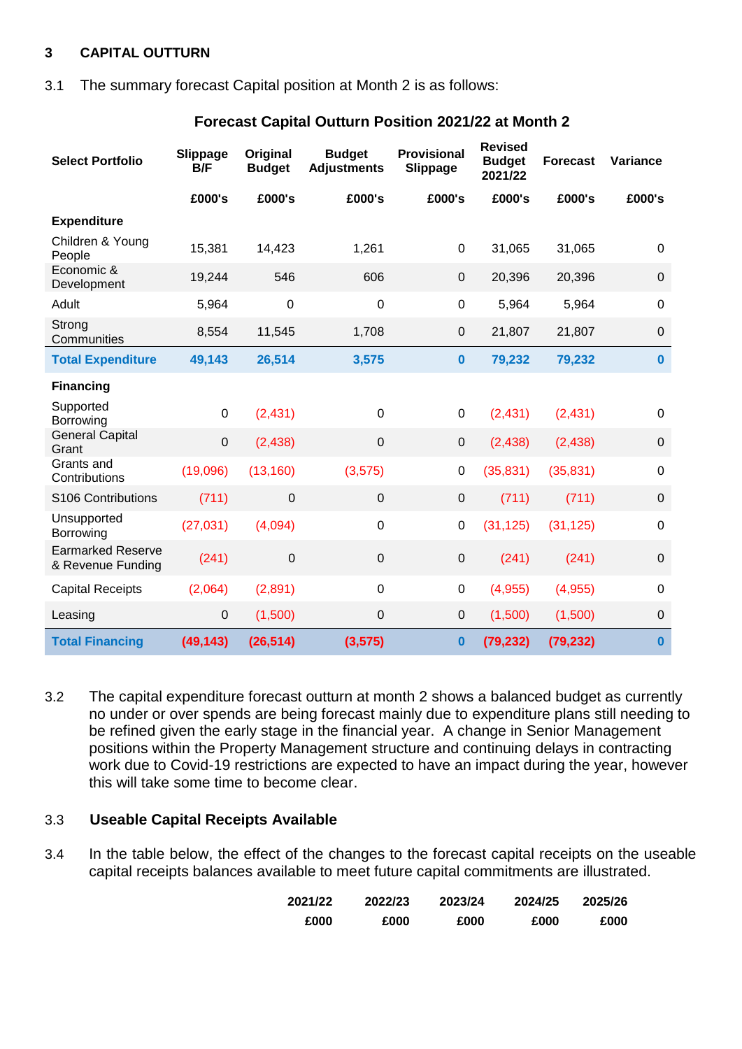### 3 CAPITAL OUTTURN

3.1 The summary forecast Capital position at Month 2 is as follows:

**Forecast Capital Outturn Position 2021/22 at Month 2**

| Select Portfolio | Slippage B/F | Original Budget | Budget Adjustments | Provisional Slippage | Revised Budget 2021/22 | Forecast | Variance |
|---|---|---|---|---|---|---|---|
| | £000's | £000's | £000's | £000's | £000's | £000's | £000's |
| **Expenditure** | | | | | | | |
| Children & Young People | 15,381 | 14,423 | 1,261 | 0 | 31,065 | 31,065 | 0 |
| Economic & Development | 19,244 | 546 | 606 | 0 | 20,396 | 20,396 | 0 |
| Adult | 5,964 | 0 | 0 | 0 | 5,964 | 5,964 | 0 |
| Strong Communities | 8,554 | 11,545 | 1,708 | 0 | 21,807 | 21,807 | 0 |
| **Total Expenditure** | **49,143** | **26,514** | **3,575** | **0** | **79,232** | **79,232** | **0** |
| **Financing** | | | | | | | |
| Supported Borrowing | 0 | (2,431) | 0 | 0 | (2,431) | (2,431) | 0 |
| General Capital Grant | 0 | (2,438) | 0 | 0 | (2,438) | (2,438) | 0 |
| Grants and Contributions | (19,096) | (13,160) | (3,575) | 0 | (35,831) | (35,831) | 0 |
| S106 Contributions | (711) | 0 | 0 | 0 | (711) | (711) | 0 |
| Unsupported Borrowing | (27,031) | (4,094) | 0 | 0 | (31,125) | (31,125) | 0 |
| Earmarked Reserve & Revenue Funding | (241) | 0 | 0 | 0 | (241) | (241) | 0 |
| Capital Receipts | (2,064) | (2,891) | 0 | 0 | (4,955) | (4,955) | 0 |
| Leasing | 0 | (1,500) | 0 | 0 | (1,500) | (1,500) | 0 |
| **Total Financing** | **(49,143)** | **(26,514)** | **(3,575)** | **0** | **(79,232)** | **(79,232)** | **0** |

3.2 The capital expenditure forecast outturn at month 2 shows a balanced budget as currently no under or over spends are being forecast mainly due to expenditure plans still needing to be refined given the early stage in the financial year. A change in Senior Management positions within the Property Management structure and continuing delays in contracting work due to Covid-19 restrictions are expected to have an impact during the year, however this will take some time to become clear.

### 3.3 Useable Capital Receipts Available

3.4 In the table below, the effect of the changes to the forecast capital receipts on the useable capital receipts balances available to meet future capital commitments are illustrated.

| | 2021/22 | 2022/23 | 2023/24 | 2024/25 | 2025/26 |
|---|---|---|---|---|---|
| | £000 | £000 | £000 | £000 | £000 |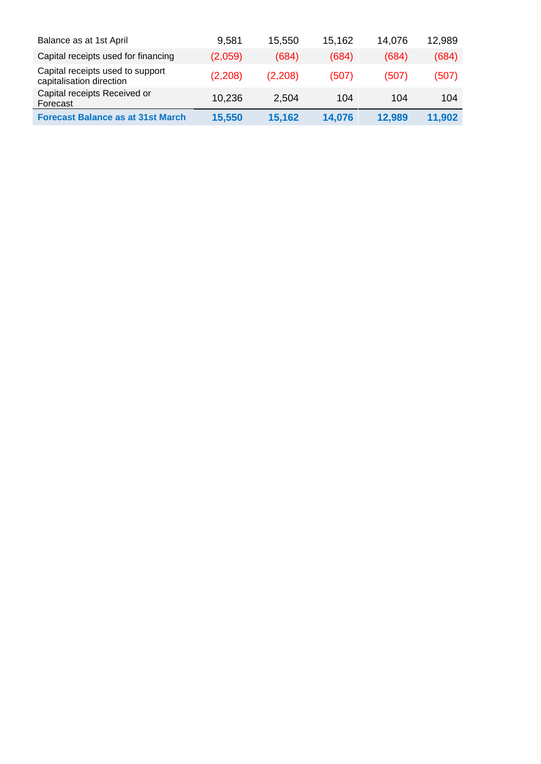| | | | | | |
|---|---|---|---|---|---|
| Balance as at 1st April | 9,581 | 15,550 | 15,162 | 14,076 | 12,989 |
| Capital receipts used for financing | (2,059) | (684) | (684) | (684) | (684) |
| Capital receipts used to support capitalisation direction | (2,208) | (2,208) | (507) | (507) | (507) |
| Capital receipts Received or Forecast | 10,236 | 2,504 | 104 | 104 | 104 |
| **Forecast Balance as at 31st March** | **15,550** | **15,162** | **14,076** | **12,989** | **11,902** |